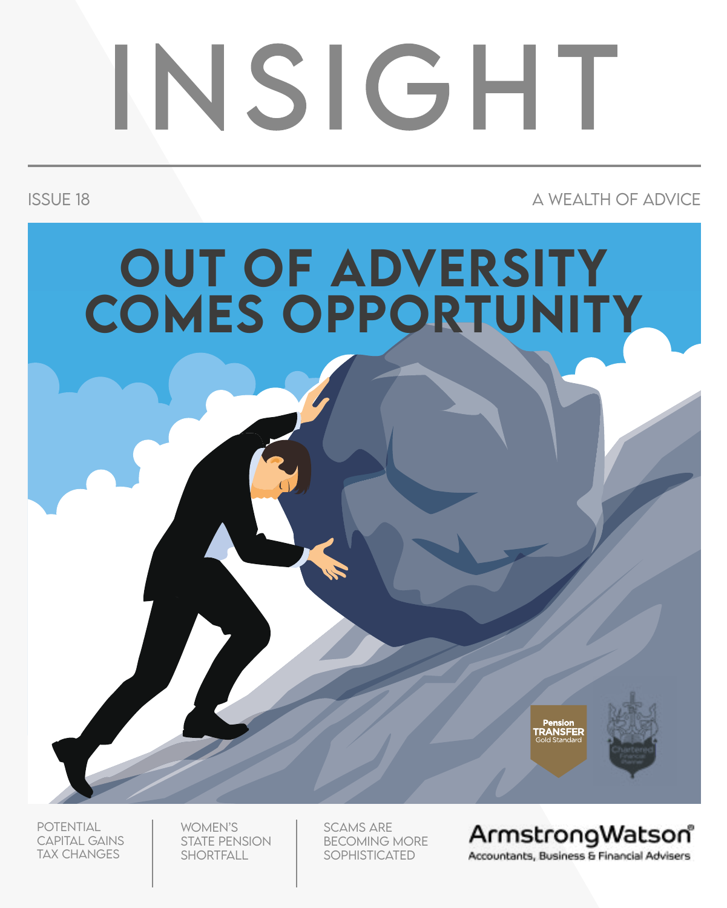# INSIGHT

ISSUE 18

A WEALTH OF ADVICE

## OUT OF ADVERSITY COMES OPPORTUNITY

Pension TRANSFER Gold Standard

Chartered Financial Planner

POTENTIAL CAPITAL GAINS TAX CHANGES

WOMEN'S STATE PENSION SHORTFALL

SCAMS ARE BECOMING MORE SOPHISTICATED

ArmstrongWatson®

Accountants, Business & Financial Advisers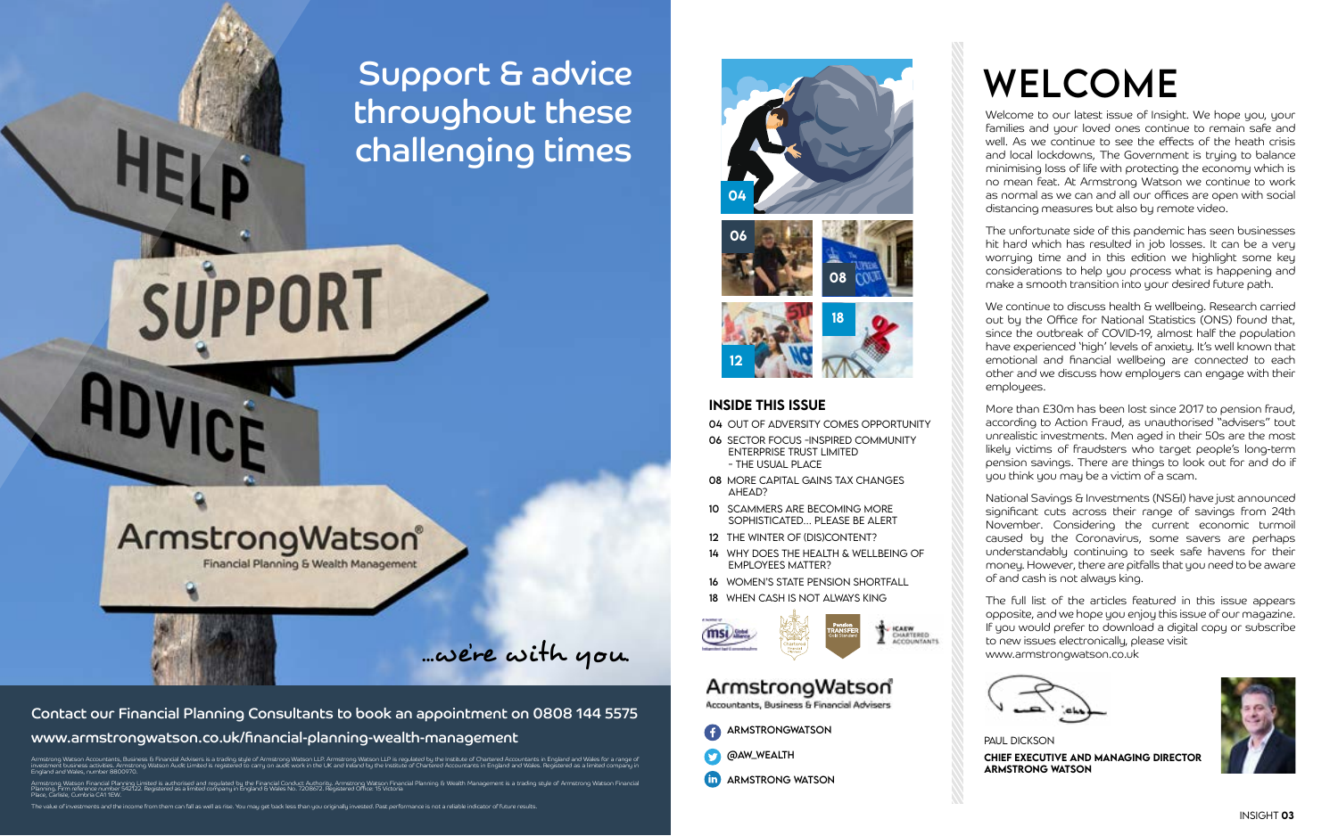# Support & advice throughout these challenging times

HELP

SUPPORT

ADVICE

ArmstrongWatson®
Financial Planning & Wealth Management

...we're with you.

**Contact our Financial Planning Consultants to book an appointment on 0808 144 5575**

**www.armstrongwatson.co.uk/financial-planning-wealth-management**

Armstrong Watson Accountants, Business & Financial Advisers is a trading style of Armstrong Watson LLP. Armstrong Watson LLP is regulated by the Institute of Chartered Accountants in England and Wales for a range of investment business activities. Armstrong Watson Audit Limited is registered to carry on audit work in the UK and Ireland by the Institute of Chartered Accountants in England and Wales. Registered as a limited company in England and Wales, number 8800970.

Armstrong Watson Financial Planning Limited is authorised and regulated by the Financial Conduct Authority. Armstrong Watson Financial Planning & Wealth Management is a trading style of Armstrong Watson Financial Planning. Firm reference number 542122. Registered as a limited company in England & Wales No. 7208672. Registered Office: 15 Victoria Place, Carlisle, Cumbria CA1 1EW.

The value of investments and the income from them can fall as well as rise. You may get back less than you originally invested. Past performance is not a reliable indicator of future results.

## INSIDE THIS ISSUE

- **04** OUT OF ADVERSITY COMES OPPORTUNITY
- **06** SECTOR FOCUS -INSPIRED COMMUNITY ENTERPRISE TRUST LIMITED - THE USUAL PLACE
- **08** MORE CAPITAL GAINS TAX CHANGES AHEAD?
- **10** SCAMMERS ARE BECOMING MORE SOPHISTICATED... PLEASE BE ALERT
- **12** THE WINTER OF (DIS)CONTENT?
- **14** WHY DOES THE HEALTH & WELLBEING OF EMPLOYEES MATTER?
- **16** WOMEN'S STATE PENSION SHORTFALL
- **18** WHEN CASH IS NOT ALWAYS KING

ArmstrongWatson®
Accountants, Business & Financial Advisers

- ARMSTRONGWATSON
- @AW_WEALTH
- ARMSTRONG WATSON

# WELCOME

Welcome to our latest issue of Insight. We hope you, your families and your loved ones continue to remain safe and well. As we continue to see the effects of the heath crisis and local lockdowns, The Government is trying to balance minimising loss of life with protecting the economy which is no mean feat. At Armstrong Watson we continue to work as normal as we can and all our offices are open with social distancing measures but also by remote video.

The unfortunate side of this pandemic has seen businesses hit hard which has resulted in job losses. It can be a very worrying time and in this edition we highlight some key considerations to help you process what is happening and make a smooth transition into your desired future path.

We continue to discuss health & wellbeing. Research carried out by the Office for National Statistics (ONS) found that, since the outbreak of COVID-19, almost half the population have experienced 'high' levels of anxiety. It's well known that emotional and financial wellbeing are connected to each other and we discuss how employers can engage with their employees.

More than £30m has been lost since 2017 to pension fraud, according to Action Fraud, as unauthorised "advisers" tout unrealistic investments. Men aged in their 50s are the most likely victims of fraudsters who target people's long-term pension savings. There are things to look out for and do if you think you may be a victim of a scam.

National Savings & Investments (NS&I) have just announced significant cuts across their range of savings from 24th November. Considering the current economic turmoil caused by the Coronavirus, some savers are perhaps understandably continuing to seek safe havens for their money. However, there are pitfalls that you need to be aware of and cash is not always king.

The full list of the articles featured in this issue appears opposite, and we hope you enjoy this issue of our magazine. If you would prefer to download a digital copy or subscribe to new issues electronically, please visit www.armstrongwatson.co.uk

PAUL DICKSON

**CHIEF EXECUTIVE AND MANAGING DIRECTOR ARMSTRONG WATSON**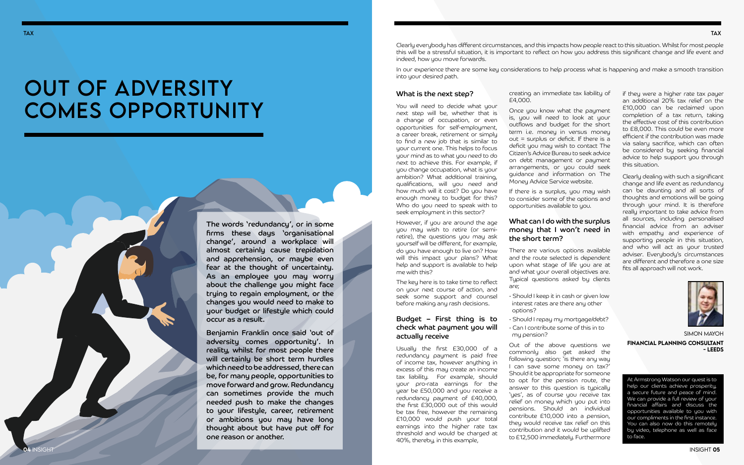# OUT OF ADVERSITY COMES OPPORTUNITY

**The words 'redundancy', or in some firms these days 'organisational change', around a workplace will almost certainly cause trepidation and apprehension, or maybe even fear at the thought of uncertainty. As an employee you may worry about the challenge you might face trying to regain employment, or the changes you would need to make to your budget or lifestyle which could occur as a result.**

**Benjamin Franklin once said 'out of adversity comes opportunity'. In reality, whilst for most people there will certainly be short term hurdles which need to be addressed, there can be, for many people, opportunities to move forward and grow. Redundancy can sometimes provide the much needed push to make the changes to your lifestyle, career, retirement or ambitions you may have long thought about but have put off for one reason or another.**

Clearly everybody has different circumstances, and this impacts how people react to this situation. Whilst for most people this will be a stressful situation, it is important to reflect on how you address this significant change and life event and indeed, how you move forwards.

In our experience there are some key considerations to help process what is happening and make a smooth transition into your desired path.

## What is the next step?

You will need to decide what your next step will be, whether that is a change of occupation, or even opportunities for self-employment, a career break, retirement or simply to find a new job that is similar to your current one. This helps to focus your mind as to what you need to do next to achieve this. For example, if you change occupation, what is your ambition? What additional training, qualifications, will you need and how much will it cost? Do you have enough money to budget for this? Who do you need to speak with to seek employment in this sector?

However, if you are around the age you may wish to retire (or semi-retire), the questions you may ask yourself will be different, for example, do you have enough to live on? How will this impact your plans? What help and support is available to help me with this?

The key here is to take time to reflect on your next course of action, and seek some support and counsel before making any rash decisions.

## Budget – First thing is to check what payment you will actually receive

Usually the first £30,000 of a redundancy payment is paid free of income tax, however anything in excess of this may create an income tax liability. For example, should your pro-rata earnings for the year be £50,000 and you receive a redundancy payment of £40,000, the first £30,000 out of this would be tax free, however the remaining £10,000 would push your total earnings into the higher rate tax threshold and would be charged at 40%, thereby, in this example, creating an immediate tax liability of £4,000.

Once you know what the payment is, you will need to look at your outflows and budget for the short term i.e. money in versus money out = surplus or deficit. If there is a deficit you may wish to contact The Citizen's Advice Bureau to seek advice on debt management or payment arrangements, or you could seek guidance and information on The Money Advice Service website.

If there is a surplus, you may wish to consider some of the options and opportunities available to you.

## What can I do with the surplus money that I won't need in the short term?

There are various options available and the route selected is dependent upon what stage of life you are at and what your overall objectives are. Typical questions asked by clients are;

- Should I keep it in cash or given low interest rates are there any other options?
- Should I repay my mortgage/debt?
- Can I contribute some of this in to my pension?

Out of the above questions we commonly also get asked the following question; 'is there any way I can save some money on tax?' Should it be appropriate for someone to opt for the pension route, the answer to this question is typically 'yes', as of course you receive tax relief on money which you put into pensions. Should an individual contribute £10,000 into a pension, they would receive tax relief on this contribution and it would be uplifted to £12,500 immediately. Furthermore if they were a higher rate tax payer an additional 20% tax relief on the £10,000 can be reclaimed upon completion of a tax return, taking the effective cost of this contribution to £8,000. This could be even more efficient if the contribution was made via salary sacrifice, which can often be considered by seeking financial advice to help support you through this situation.

Clearly dealing with such a significant change and life event as redundancy can be daunting and all sorts of thoughts and emotions will be going through your mind. It is therefore really important to take advice from all sources, including personalised financial advice from an adviser with empathy and experience of supporting people in this situation, and who will act as your trusted adviser. Everybody's circumstances are different and therefore a one size fits all approach will not work.

SIMON MAYOH

**FINANCIAL PLANNING CONSULTANT – LEEDS**

At Armstrong Watson our quest is to help our clients achieve prosperity, a secure future and peace of mind. We can provide a full review of your financial affairs and discuss the opportunities available to you with our compliments in the first instance. You can also now do this remotely by video, telephone as well as face to face.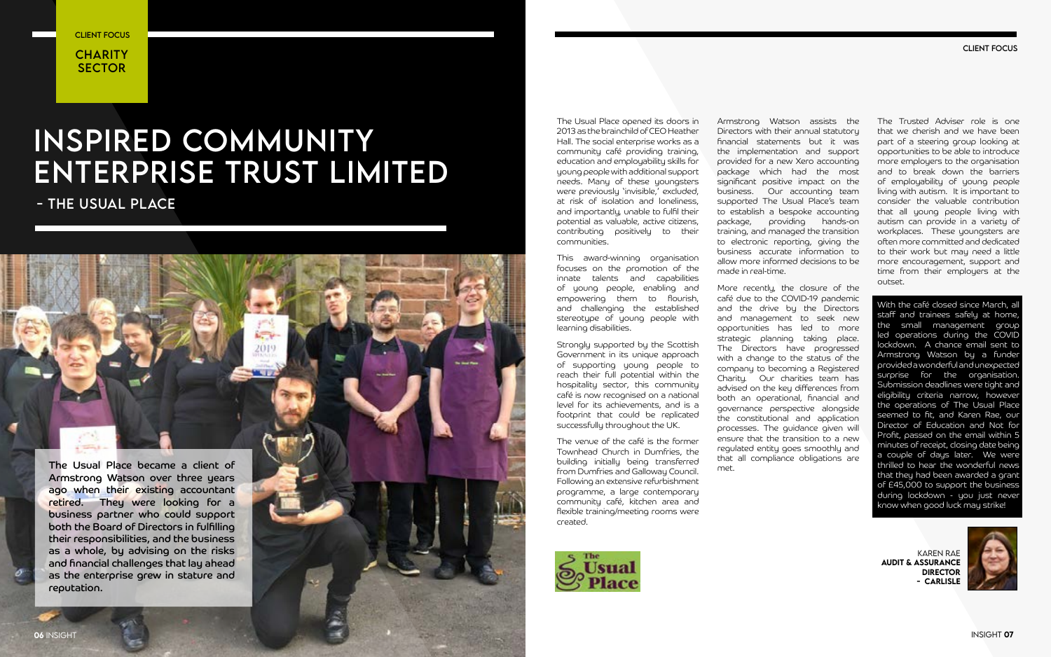CLIENT FOCUS

CHARITY SECTOR

# INSPIRED COMMUNITY ENTERPRISE TRUST LIMITED

## - THE USUAL PLACE

**The Usual Place became a client of Armstrong Watson over three years ago when their existing accountant retired. They were looking for a business partner who could support both the Board of Directors in fulfilling their responsibilities, and the business as a whole, by advising on the risks and financial challenges that lay ahead as the enterprise grew in stature and reputation.**

The Usual Place opened its doors in 2013 as the brainchild of CEO Heather Hall. The social enterprise works as a community café providing training, education and employability skills for young people with additional support needs. Many of these youngsters were previously 'invisible,' excluded, at risk of isolation and loneliness, and importantly, unable to fulfil their potential as valuable, active citizens, contributing positively to their communities.

This award-winning organisation focuses on the promotion of the innate talents and capabilities of young people, enabling and empowering them to flourish, and challenging the established stereotype of young people with learning disabilities.

Strongly supported by the Scottish Government in its unique approach of supporting young people to reach their full potential within the hospitality sector, this community café is now recognised on a national level for its achievements, and is a footprint that could be replicated successfully throughout the UK.

The venue of the café is the former Townhead Church in Dumfries, the building initially being transferred from Dumfries and Galloway Council. Following an extensive refurbishment programme, a large contemporary community café, kitchen area and flexible training/meeting rooms were created.

Armstrong Watson assists the Directors with their annual statutory financial statements but it was the implementation and support provided for a new Xero accounting package which had the most significant positive impact on the business. Our accounting team supported The Usual Place's team to establish a bespoke accounting package, providing hands-on training, and managed the transition to electronic reporting, giving the business accurate information to allow more informed decisions to be made in real-time.

More recently, the closure of the café due to the COVID-19 pandemic and the drive by the Directors and management to seek new opportunities has led to more strategic planning taking place. The Directors have progressed with a change to the status of the company to becoming a Registered Charity. Our charities team has advised on the key differences from both an operational, financial and governance perspective alongside the constitutional and application processes. The guidance given will ensure that the transition to a new regulated entity goes smoothly and that all compliance obligations are met.

The Trusted Adviser role is one that we cherish and we have been part of a steering group looking at opportunities to be able to introduce more employers to the organisation and to break down the barriers of employability of young people living with autism. It is important to consider the valuable contribution that all young people living with autism can provide in a variety of workplaces. These youngsters are often more committed and dedicated to their work but may need a little more encouragement, support and time from their employers at the outset.

With the café closed since March, all staff and trainees safely at home, the small management group led operations during the COVID lockdown. A chance email sent to Armstrong Watson by a funder provided a wonderful and unexpected surprise for the organisation. Submission deadlines were tight and eligibility criteria narrow, however the operations of The Usual Place seemed to fit, and Karen Rae, our Director of Education and Not for Profit, passed on the email within 5 minutes of receipt, closing date being a couple of days later. We were thrilled to hear the wonderful news that they had been awarded a grant of £45,000 to support the business during lockdown - you just never know when good luck may strike!

KAREN RAE
**AUDIT & ASSURANCE DIRECTOR - CARLISLE**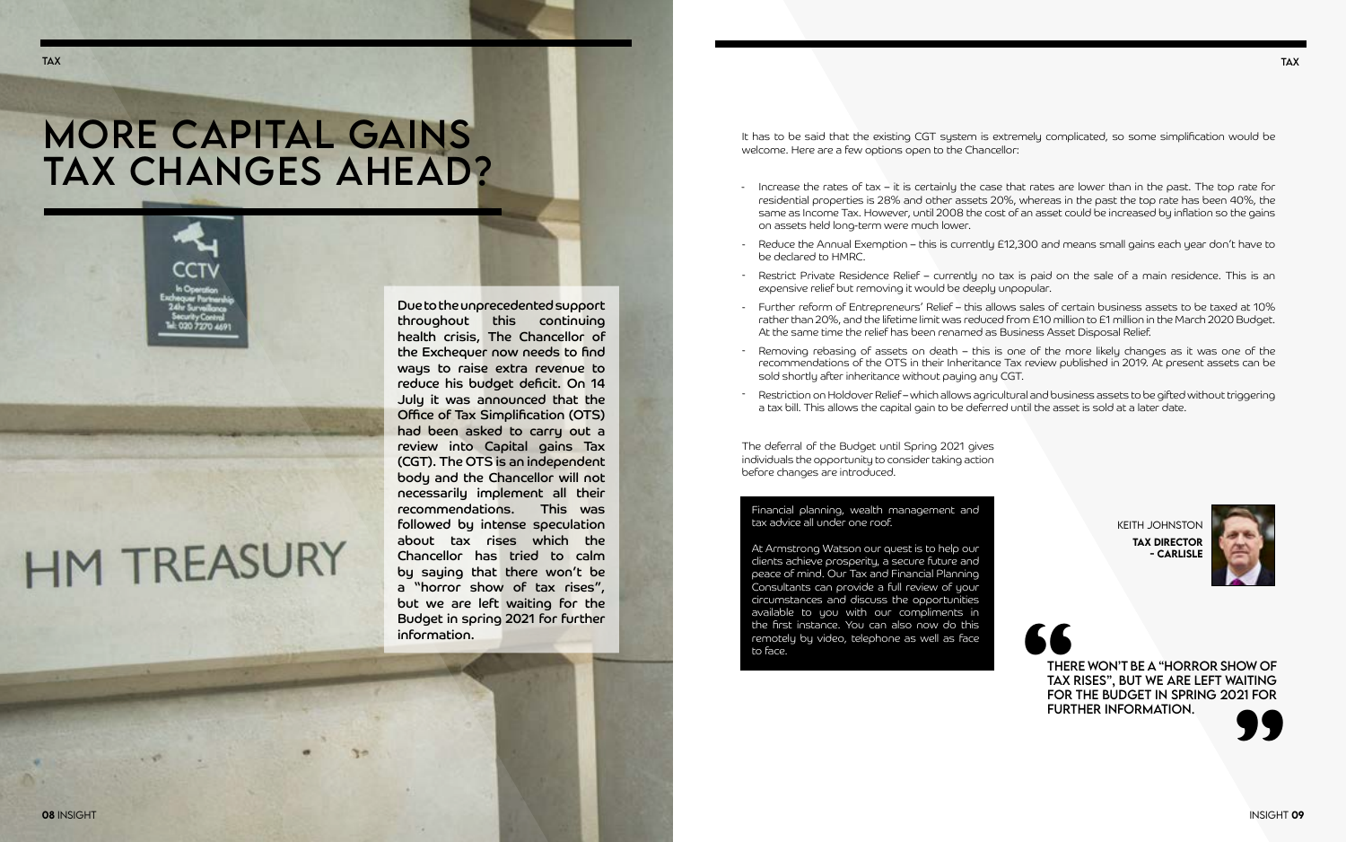# MORE CAPITAL GAINS TAX CHANGES AHEAD?

**Due to the unprecedented support throughout this continuing health crisis, The Chancellor of the Exchequer now needs to find ways to raise extra revenue to reduce his budget deficit. On 14 July it was announced that the Office of Tax Simplification (OTS) had been asked to carry out a review into Capital gains Tax (CGT). The OTS is an independent body and the Chancellor will not necessarily implement all their recommendations. This was followed by intense speculation about tax rises which the Chancellor has tried to calm by saying that there won't be a "horror show of tax rises", but we are left waiting for the Budget in spring 2021 for further information.**

It has to be said that the existing CGT system is extremely complicated, so some simplification would be welcome. Here are a few options open to the Chancellor:

- Increase the rates of tax – it is certainly the case that rates are lower than in the past. The top rate for residential properties is 28% and other assets 20%, whereas in the past the top rate has been 40%, the same as Income Tax. However, until 2008 the cost of an asset could be increased by inflation so the gains on assets held long-term were much lower.
- Reduce the Annual Exemption – this is currently £12,300 and means small gains each year don't have to be declared to HMRC.
- Restrict Private Residence Relief – currently no tax is paid on the sale of a main residence. This is an expensive relief but removing it would be deeply unpopular.
- Further reform of Entrepreneurs' Relief – this allows sales of certain business assets to be taxed at 10% rather than 20%, and the lifetime limit was reduced from £10 million to £1 million in the March 2020 Budget. At the same time the relief has been renamed as Business Asset Disposal Relief.
- Removing rebasing of assets on death – this is one of the more likely changes as it was one of the recommendations of the OTS in their Inheritance Tax review published in 2019. At present assets can be sold shortly after inheritance without paying any CGT.
- Restriction on Holdover Relief – which allows agricultural and business assets to be gifted without triggering a tax bill. This allows the capital gain to be deferred until the asset is sold at a later date.

The deferral of the Budget until Spring 2021 gives individuals the opportunity to consider taking action before changes are introduced.

Financial planning, wealth management and tax advice all under one roof.

At Armstrong Watson our quest is to help our clients achieve prosperity, a secure future and peace of mind. Our Tax and Financial Planning Consultants can provide a full review of your circumstances and discuss the opportunities available to you with our compliments in the first instance. You can also now do this remotely by video, telephone as well as face to face.

KEITH JOHNSTON
**TAX DIRECTOR - CARLISLE**

> **THERE WON'T BE A "HORROR SHOW OF TAX RISES", BUT WE ARE LEFT WAITING FOR THE BUDGET IN SPRING 2021 FOR FURTHER INFORMATION.**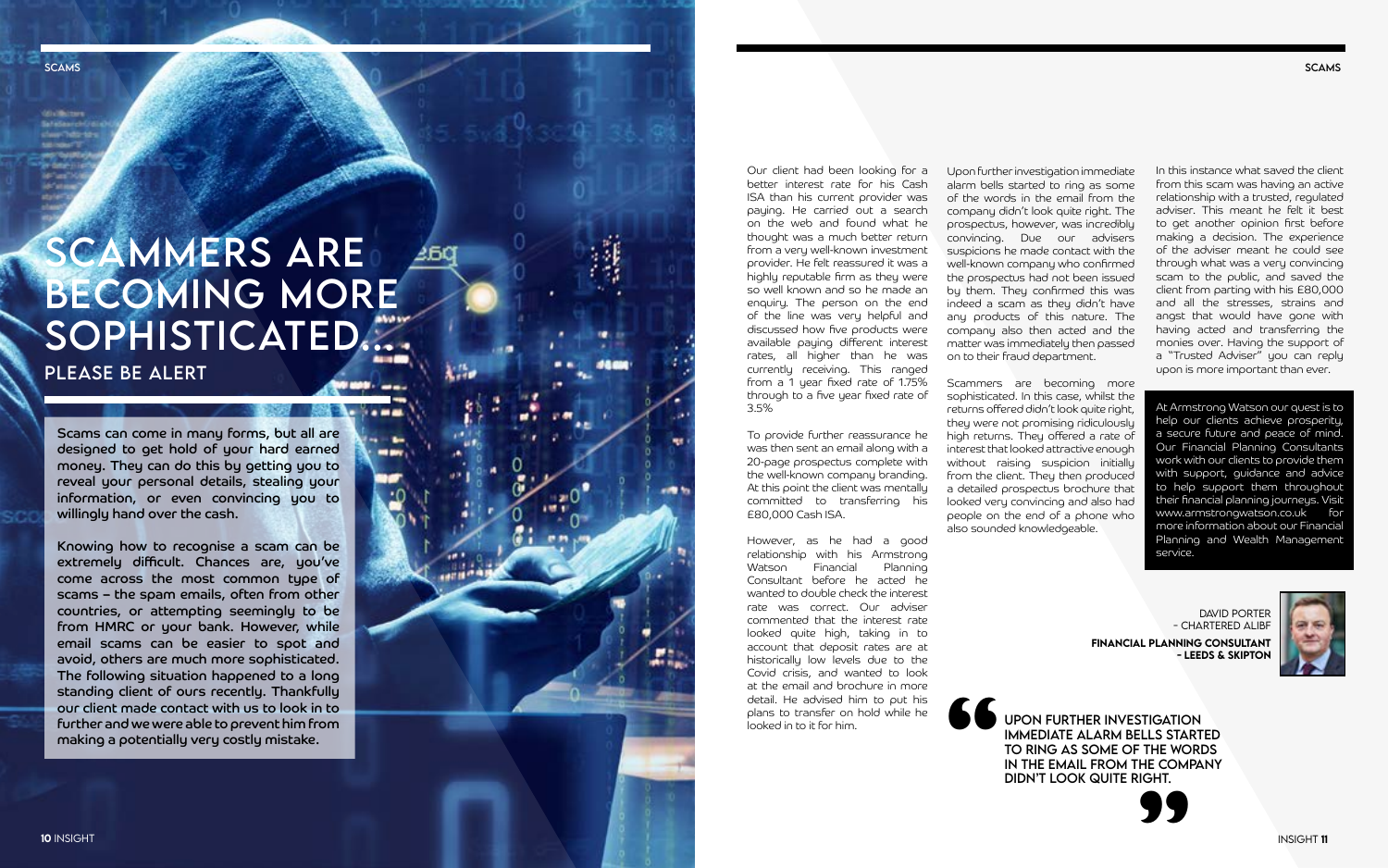# SCAMMERS ARE BECOMING MORE SOPHISTICATED...

## PLEASE BE ALERT

**Scams can come in many forms, but all are designed to get hold of your hard earned money. They can do this by getting you to reveal your personal details, stealing your information, or even convincing you to willingly hand over the cash.**

**Knowing how to recognise a scam can be extremely difficult. Chances are, you've come across the most common type of scams – the spam emails, often from other countries, or attempting seemingly to be from HMRC or your bank. However, while email scams can be easier to spot and avoid, others are much more sophisticated. The following situation happened to a long standing client of ours recently. Thankfully our client made contact with us to look in to further and we were able to prevent him from making a potentially very costly mistake.**

Our client had been looking for a better interest rate for his Cash ISA than his current provider was paying. He carried out a search on the web and found what he thought was a much better return from a very well-known investment provider. He felt reassured it was a highly reputable firm as they were so well known and so he made an enquiry. The person on the end of the line was very helpful and discussed how five products were available paying different interest rates, all higher than he was currently receiving. This ranged from a 1 year fixed rate of 1.75% through to a five year fixed rate of 3.5%

To provide further reassurance he was then sent an email along with a 20-page prospectus complete with the well-known company branding. At this point the client was mentally committed to transferring his £80,000 Cash ISA.

However, as he had a good relationship with his Armstrong Watson Financial Planning Consultant before he acted he wanted to double check the interest rate was correct. Our adviser commented that the interest rate looked quite high, taking in to account that deposit rates are at historically low levels due to the Covid crisis, and wanted to look at the email and brochure in more detail. He advised him to put his plans to transfer on hold while he looked in to it for him.

Upon further investigation immediate alarm bells started to ring as some of the words in the email from the company didn't look quite right. The prospectus, however, was incredibly convincing. Due our advisers suspicions he made contact with the well-known company who confirmed the prospectus had not been issued by them. They confirmed this was indeed a scam as they didn't have any products of this nature. The company also then acted and the matter was immediately then passed on to their fraud department.

Scammers are becoming more sophisticated. In this case, whilst the returns offered didn't look quite right, they were not promising ridiculously high returns. They offered a rate of interest that looked attractive enough without raising suspicion initially from the client. They then produced a detailed prospectus brochure that looked very convincing and also had people on the end of a phone who also sounded knowledgeable.

> **"UPON FURTHER INVESTIGATION IMMEDIATE ALARM BELLS STARTED TO RING AS SOME OF THE WORDS IN THE EMAIL FROM THE COMPANY DIDN'T LOOK QUITE RIGHT."**

In this instance what saved the client from this scam was having an active relationship with a trusted, regulated adviser. This meant he felt it best to get another opinion first before making a decision. The experience of the adviser meant he could see through what was a very convincing scam to the public, and saved the client from parting with his £80,000 and all the stresses, strains and angst that would have gone with having acted and transferring the monies over. Having the support of a "Trusted Adviser" you can reply upon is more important than ever.

At Armstrong Watson our quest is to help our clients achieve prosperity, a secure future and peace of mind. Our Financial Planning Consultants work with our clients to provide them with support, guidance and advice to help support them throughout their financial planning journeys. Visit www.armstrongwatson.co.uk for more information about our Financial Planning and Wealth Management service.

DAVID PORTER
– CHARTERED ALIBF
**FINANCIAL PLANNING CONSULTANT – LEEDS & SKIPTON**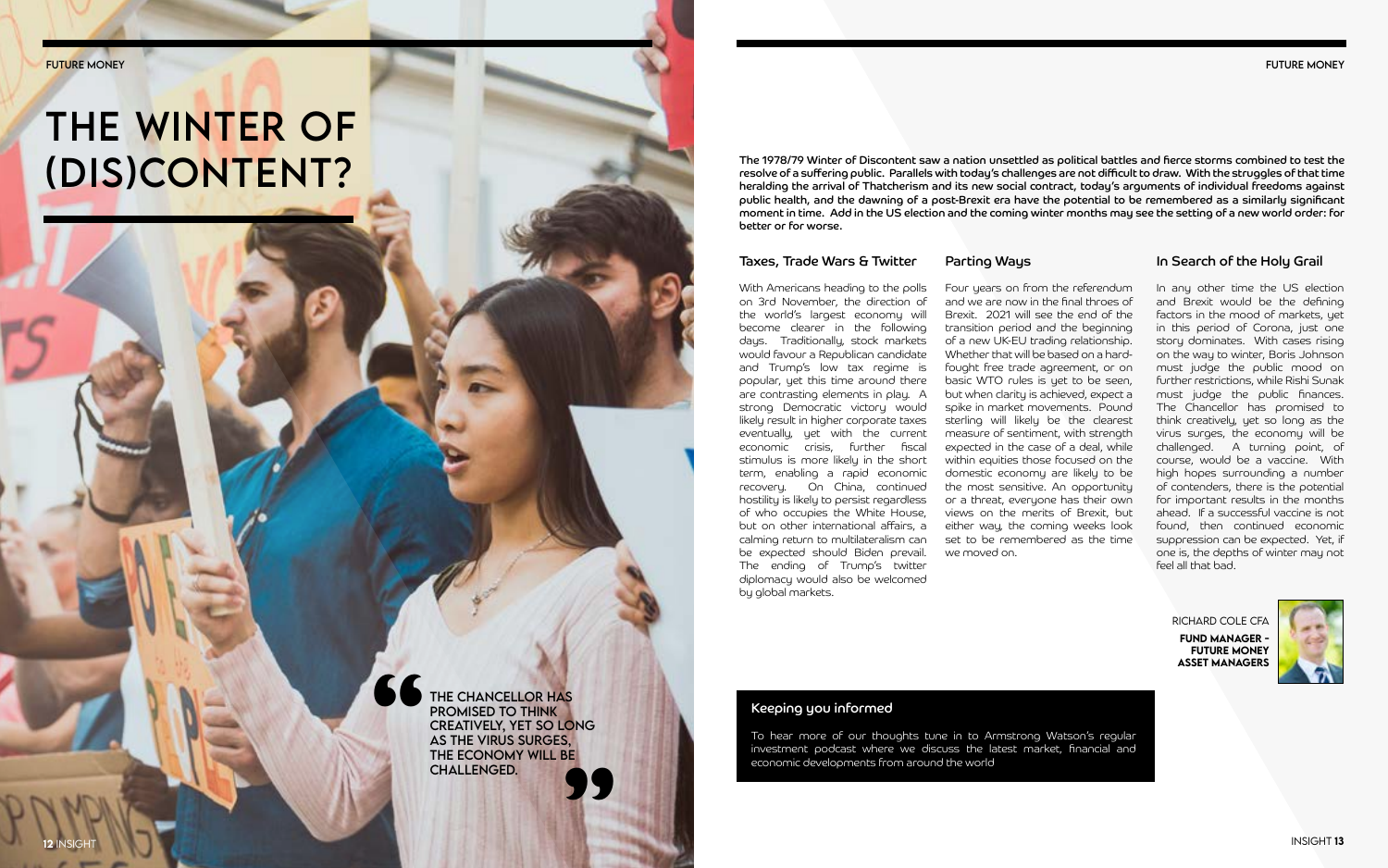# THE WINTER OF (DIS)CONTENT?

> THE CHANCELLOR HAS PROMISED TO THINK CREATIVELY, YET SO LONG AS THE VIRUS SURGES, THE ECONOMY WILL BE CHALLENGED.

**The 1978/79 Winter of Discontent saw a nation unsettled as political battles and fierce storms combined to test the resolve of a suffering public. Parallels with today's challenges are not difficult to draw. With the struggles of that time heralding the arrival of Thatcherism and its new social contract, today's arguments of individual freedoms against public health, and the dawning of a post-Brexit era have the potential to be remembered as a similarly significant moment in time. Add in the US election and the coming winter months may see the setting of a new world order: for better or for worse.**

## Taxes, Trade Wars & Twitter

With Americans heading to the polls on 3rd November, the direction of the world's largest economy will become clearer in the following days. Traditionally, stock markets would favour a Republican candidate and Trump's low tax regime is popular, yet this time around there are contrasting elements in play. A strong Democratic victory would likely result in higher corporate taxes eventually, yet with the current economic crisis, further fiscal stimulus is more likely in the short term, enabling a rapid economic recovery. On China, continued hostility is likely to persist regardless of who occupies the White House, but on other international affairs, a calming return to multilateralism can be expected should Biden prevail. The ending of Trump's twitter diplomacy would also be welcomed by global markets.

## Parting Ways

Four years on from the referendum and we are now in the final throes of Brexit. 2021 will see the end of the transition period and the beginning of a new UK-EU trading relationship. Whether that will be based on a hard-fought free trade agreement, or on basic WTO rules is yet to be seen, but when clarity is achieved, expect a spike in market movements. Pound sterling will likely be the clearest measure of sentiment, with strength expected in the case of a deal, while within equities those focused on the domestic economy are likely to be the most sensitive. An opportunity or a threat, everyone has their own views on the merits of Brexit, but either way, the coming weeks look set to be remembered as the time we moved on.

## In Search of the Holy Grail

In any other time the US election and Brexit would be the defining factors in the mood of markets, yet in this period of Corona, just one story dominates. With cases rising on the way to winter, Boris Johnson must judge the public mood on further restrictions, while Rishi Sunak must judge the public finances. The Chancellor has promised to think creatively, yet so long as the virus surges, the economy will be challenged. A turning point, of course, would be a vaccine. With high hopes surrounding a number of contenders, there is the potential for important results in the months ahead. If a successful vaccine is not found, then continued economic suppression can be expected. Yet, if one is, the depths of winter may not feel all that bad.

RICHARD COLE CFA

**FUND MANAGER - FUTURE MONEY ASSET MANAGERS**

### Keeping you informed

To hear more of our thoughts tune in to Armstrong Watson's regular investment podcast where we discuss the latest market, financial and economic developments from around the world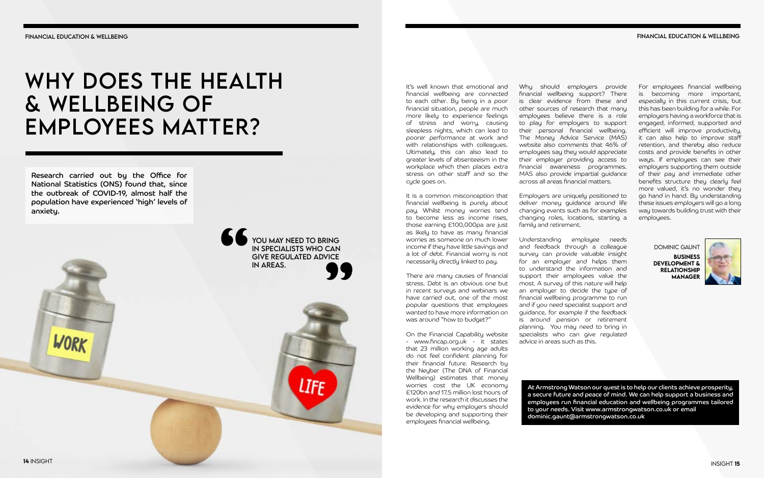# WHY DOES THE HEALTH & WELLBEING OF EMPLOYEES MATTER?

**Research carried out by the Office for National Statistics (ONS) found that, since the outbreak of COVID-19, almost half the population have experienced 'high' levels of anxiety.**

> **YOU MAY NEED TO BRING IN SPECIALISTS WHO CAN GIVE REGULATED ADVICE IN AREAS.**

It's well known that emotional and financial wellbeing are connected to each other. By being in a poor financial situation, people are much more likely to experience feelings of stress and worry, causing sleepless nights, which can lead to poorer performance at work and with relationships with colleagues. Ultimately, this can also lead to greater levels of absenteeism in the workplace which then places extra stress on other staff and so the cycle goes on.

It is a common misconception that financial wellbeing is purely about pay. Whilst money worries tend to become less as income rises, those earning £100,000pa are just as likely to have as many financial worries as someone on much lower income if they have little savings and a lot of debt. Financial worry is not necessarily directly linked to pay.

There are many causes of financial stress. Debt is an obvious one but in recent surveys and webinars we have carried out, one of the most popular questions that employees wanted to have more information on was around "how to budget?"

On the Financial Capability website - www.fincap.org.uk - it states that 23 million working age adults do not feel confident planning for their financial future. Research by the Neyber (The DNA of Financial Wellbeing) estimates that money worries cost the UK economy £120bn and 17.5 million lost hours of work. In the research it discusses the evidence for why employers should be developing and supporting their employees financial wellbeing.

Why should employers provide financial wellbeing support? There is clear evidence from these and other sources of research that many employees believe there is a role to play for employers to support their personal financial wellbeing. The Money Advice Service (MAS) website also comments that 46% of employees say they would appreciate their employer providing access to financial awareness programmes. MAS also provide impartial guidance across all areas financial matters.

Employers are uniquely positioned to deliver money guidance around life changing events such as for examples changing roles, locations, starting a family and retirement.

Understanding employee needs and feedback through a colleague survey can provide valuable insight for an employer and helps them to understand the information and support their employees value the most. A survey of this nature will help an employer to decide the type of financial wellbeing programme to run and if you need specialist support and guidance, for example if the feedback is around pension or retirement planning. You may need to bring in specialists who can give regulated advice in areas such as this.

For employees financial wellbeing is becoming more important, especially in this current crisis, but this has been building for a while. For employers having a workforce that is engaged, informed, supported and efficient will improve productivity, it can also help to improve staff retention, and thereby also reduce costs and provide benefits in other ways. If employees can see their employers supporting them outside of their pay and immediate other benefits structure they clearly feel more valued, it's no wonder they go hand in hand. By understanding these issues employers will go a long way towards building trust with their employees.

DOMINIC GAUNT
**BUSINESS DEVELOPMENT & RELATIONSHIP MANAGER**

**At Armstrong Watson our quest is to help our clients achieve prosperity, a secure future and peace of mind. We can help support a business and employees run financial education and wellbeing programmes tailored to your needs. Visit www.armstrongwatson.co.uk or email dominic.gaunt@armstrongwatson.co.uk**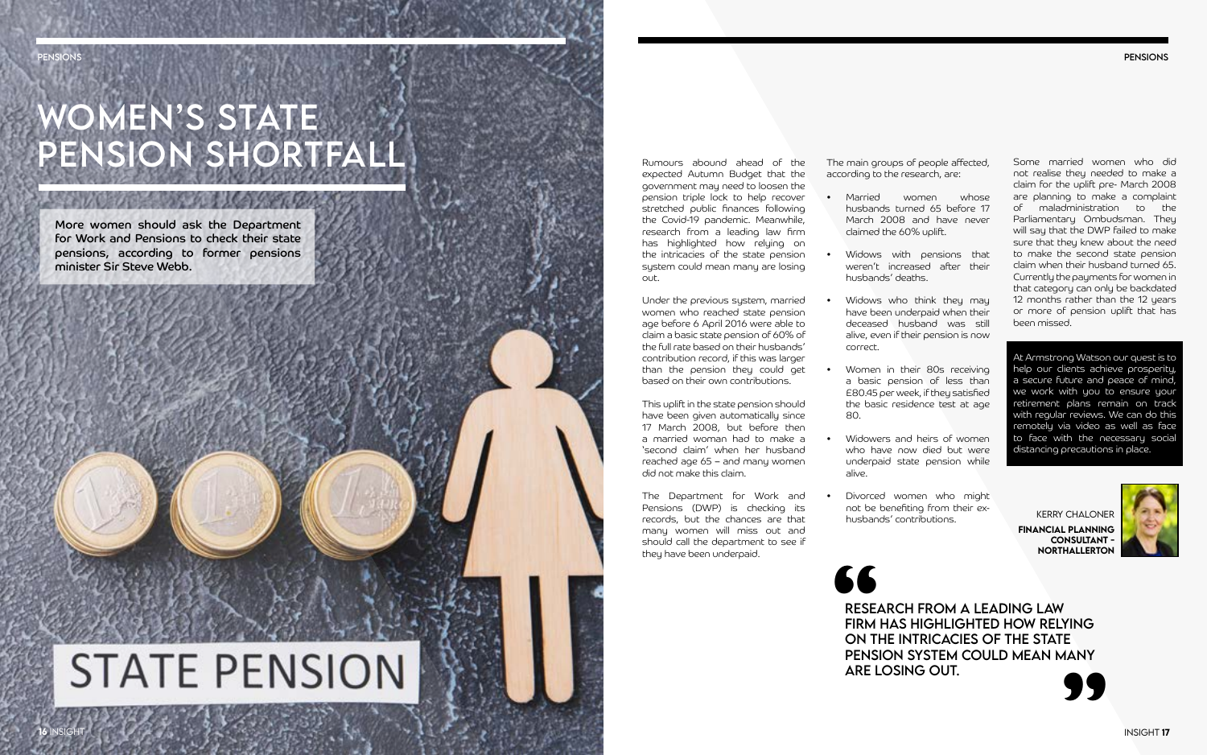# WOMEN'S STATE PENSION SHORTFALL

**More women should ask the Department for Work and Pensions to check their state pensions, according to former pensions minister Sir Steve Webb.**

STATE PENSION

Rumours abound ahead of the expected Autumn Budget that the government may need to loosen the pension triple lock to help recover stretched public finances following the Covid-19 pandemic. Meanwhile, research from a leading law firm has highlighted how relying on the intricacies of the state pension system could mean many are losing out.

Under the previous system, married women who reached state pension age before 6 April 2016 were able to claim a basic state pension of 60% of the full rate based on their husbands' contribution record, if this was larger than the pension they could get based on their own contributions.

This uplift in the state pension should have been given automatically since 17 March 2008, but before then a married woman had to make a 'second claim' when her husband reached age 65 – and many women did not make this claim.

The Department for Work and Pensions (DWP) is checking its records, but the chances are that many women will miss out and should call the department to see if they have been underpaid.

The main groups of people affected, according to the research, are:

- Married women whose husbands turned 65 before 17 March 2008 and have never claimed the 60% uplift.
- Widows with pensions that weren't increased after their husbands' deaths.
- Widows who think they may have been underpaid when their deceased husband was still alive, even if their pension is now correct.
- Women in their 80s receiving a basic pension of less than £80.45 per week, if they satisfied the basic residence test at age 80.
- Widowers and heirs of women who have now died but were underpaid state pension while alive.
- Divorced women who might not be benefiting from their ex-husbands' contributions.

> **RESEARCH FROM A LEADING LAW FIRM HAS HIGHLIGHTED HOW RELYING ON THE INTRICACIES OF THE STATE PENSION SYSTEM COULD MEAN MANY ARE LOSING OUT.**

Some married women who did not realise they needed to make a claim for the uplift pre- March 2008 are planning to make a complaint of maladministration to the Parliamentary Ombudsman. They will say that the DWP failed to make sure that they knew about the need to make the second state pension claim when their husband turned 65. Currently the payments for women in that category can only be backdated 12 months rather than the 12 years or more of pension uplift that has been missed.

At Armstrong Watson our quest is to help our clients achieve prosperity, a secure future and peace of mind, we work with you to ensure your retirement plans remain on track with regular reviews. We can do this remotely via video as well as face to face with the necessary social distancing precautions in place.

KERRY CHALONER
**FINANCIAL PLANNING CONSULTANT - NORTHALLERTON**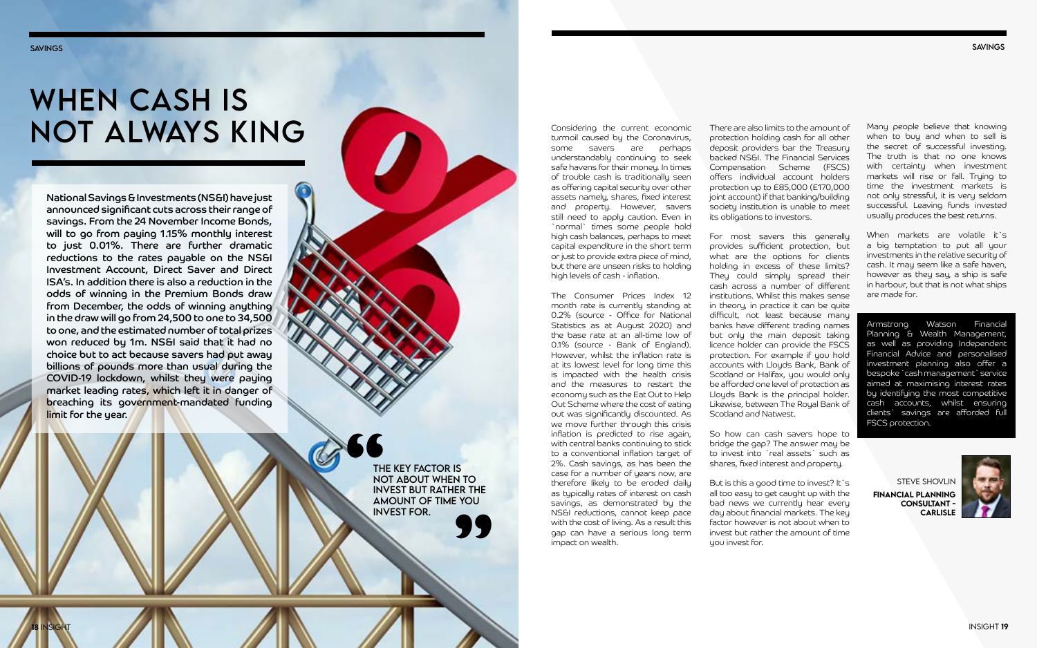# WHEN CASH IS NOT ALWAYS KING

**National Savings & Investments (NS&I) have just announced significant cuts across their range of savings. From the 24 November Income Bonds, will to go from paying 1.15% monthly interest to just 0.01%. There are further dramatic reductions to the rates payable on the NS&I Investment Account, Direct Saver and Direct ISA's. In addition there is also a reduction in the odds of winning in the Premium Bonds draw from December, the odds of winning anything in the draw will go from 24,500 to one to 34,500 to one, and the estimated number of total prizes won reduced by 1m. NS&I said that it had no choice but to act because savers had put away billions of pounds more than usual during the COVID-19 lockdown, whilst they were paying market leading rates, which left it in danger of breaching its government-mandated funding limit for the year.**

> **THE KEY FACTOR IS NOT ABOUT WHEN TO INVEST BUT RATHER THE AMOUNT OF TIME YOU INVEST FOR.**

Considering the current economic turmoil caused by the Coronavirus, some savers are perhaps understandably continuing to seek safe havens for their money. In times of trouble cash is traditionally seen as offering capital security over other assets namely, shares, fixed interest and property. However, savers still need to apply caution. Even in `normal` times some people hold high cash balances, perhaps to meet capital expenditure in the short term or just to provide extra piece of mind, but there are unseen risks to holding high levels of cash - inflation.

The Consumer Prices Index 12 month rate is currently standing at 0.2% (source - Office for National Statistics as at August 2020) and the base rate at an all-time low of 0.1% (source - Bank of England). However, whilst the inflation rate is at its lowest level for long time this is impacted with the health crisis and the measures to restart the economy such as the Eat Out to Help Out Scheme where the cost of eating out was significantly discounted. As we move further through this crisis inflation is predicted to rise again, with central banks continuing to stick to a conventional inflation target of 2%. Cash savings, as has been the case for a number of years now, are therefore likely to be eroded daily as typically rates of interest on cash savings, as demonstrated by the NS&I reductions, cannot keep pace with the cost of living. As a result this gap can have a serious long term impact on wealth.

There are also limits to the amount of protection holding cash for all other deposit providers bar the Treasury backed NS&I. The Financial Services Compensation Scheme (FSCS) offers individual account holders protection up to £85,000 (£170,000 joint account) if that banking/building society institution is unable to meet its obligations to investors.

For most savers this generally provides sufficient protection, but what are the options for clients holding in excess of these limits? They could simply spread their cash across a number of different institutions. Whilst this makes sense in theory, in practice it can be quite difficult, not least because many banks have different trading names but only the main deposit taking licence holder can provide the FSCS protection. For example if you hold accounts with Lloyds Bank, Bank of Scotland or Halifax, you would only be afforded one level of protection as Lloyds Bank is the principal holder. Likewise, between The Royal Bank of Scotland and Natwest.

So how can cash savers hope to bridge the gap? The answer may be to invest into `real assets` such as shares, fixed interest and property.

But is this a good time to invest? It`s all too easy to get caught up with the bad news we currently hear every day about financial markets. The key factor however is not about when to invest but rather the amount of time you invest for.

Many people believe that knowing when to buy and when to sell is the secret of successful investing. The truth is that no one knows with certainty when investment markets will rise or fall. Trying to time the investment markets is not only stressful, it is very seldom successful. Leaving funds invested usually produces the best returns.

When markets are volatile it`s a big temptation to put all your investments in the relative security of cash. It may seem like a safe haven, however as they say, a ship is safe in harbour, but that is not what ships are made for.

Armstrong Watson Financial Planning & Wealth Management, as well as providing Independent Financial Advice and personalised investment planning also offer a bespoke `cash management` service aimed at maximising interest rates by identifying the most competitive cash accounts, whilst ensuring clients` savings are afforded full FSCS protection.

STEVE SHOVLIN
**FINANCIAL PLANNING CONSULTANT - CARLISLE**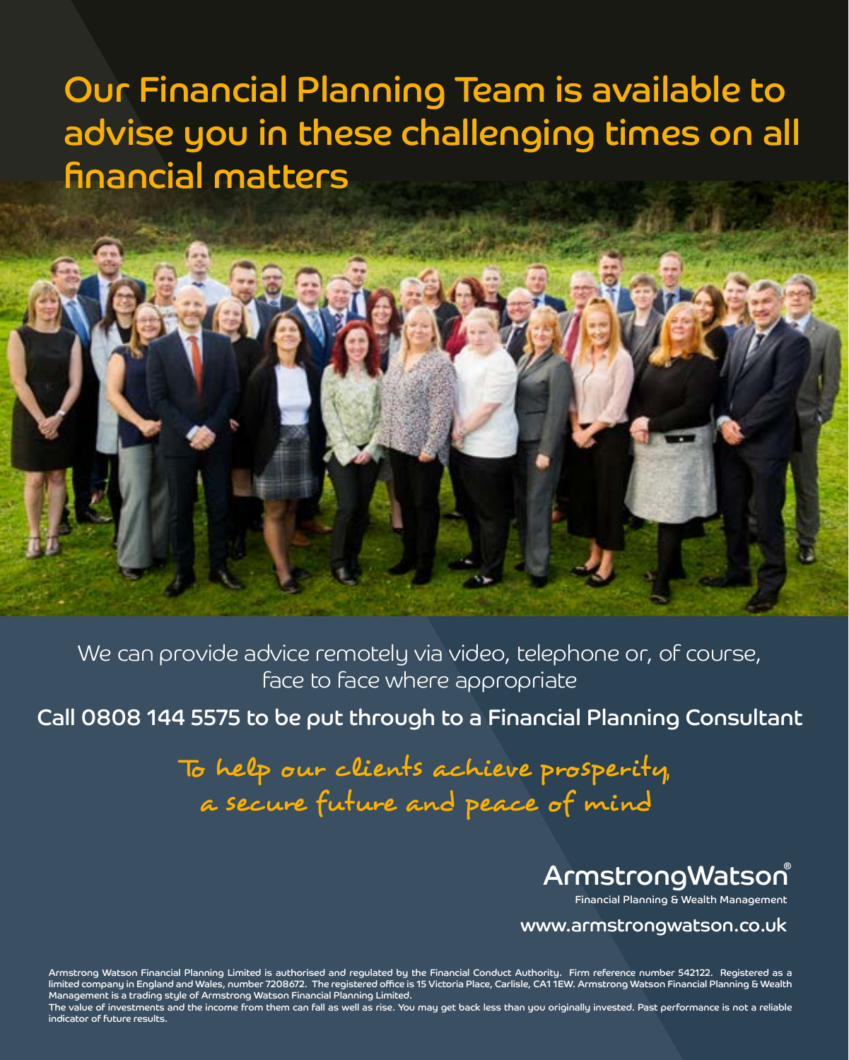# Our Financial Planning Team is available to advise you in these challenging times on all financial matters

We can provide advice remotely via video, telephone or, of course, face to face where appropriate

**Call 0808 144 5575 to be put through to a Financial Planning Consultant**

*To help our clients achieve prosperity, a secure future and peace of mind*

**ArmstrongWatson®**

Financial Planning & Wealth Management

**www.armstrongwatson.co.uk**

Armstrong Watson Financial Planning Limited is authorised and regulated by the Financial Conduct Authority. Firm reference number 542122. Registered as a limited company in England and Wales, number 7208672. The registered office is 15 Victoria Place, Carlisle, CA1 1EW. Armstrong Watson Financial Planning & Wealth Management is a trading style of Armstrong Watson Financial Planning Limited.

The value of investments and the income from them can fall as well as rise. You may get back less than you originally invested. Past performance is not a reliable indicator of future results.